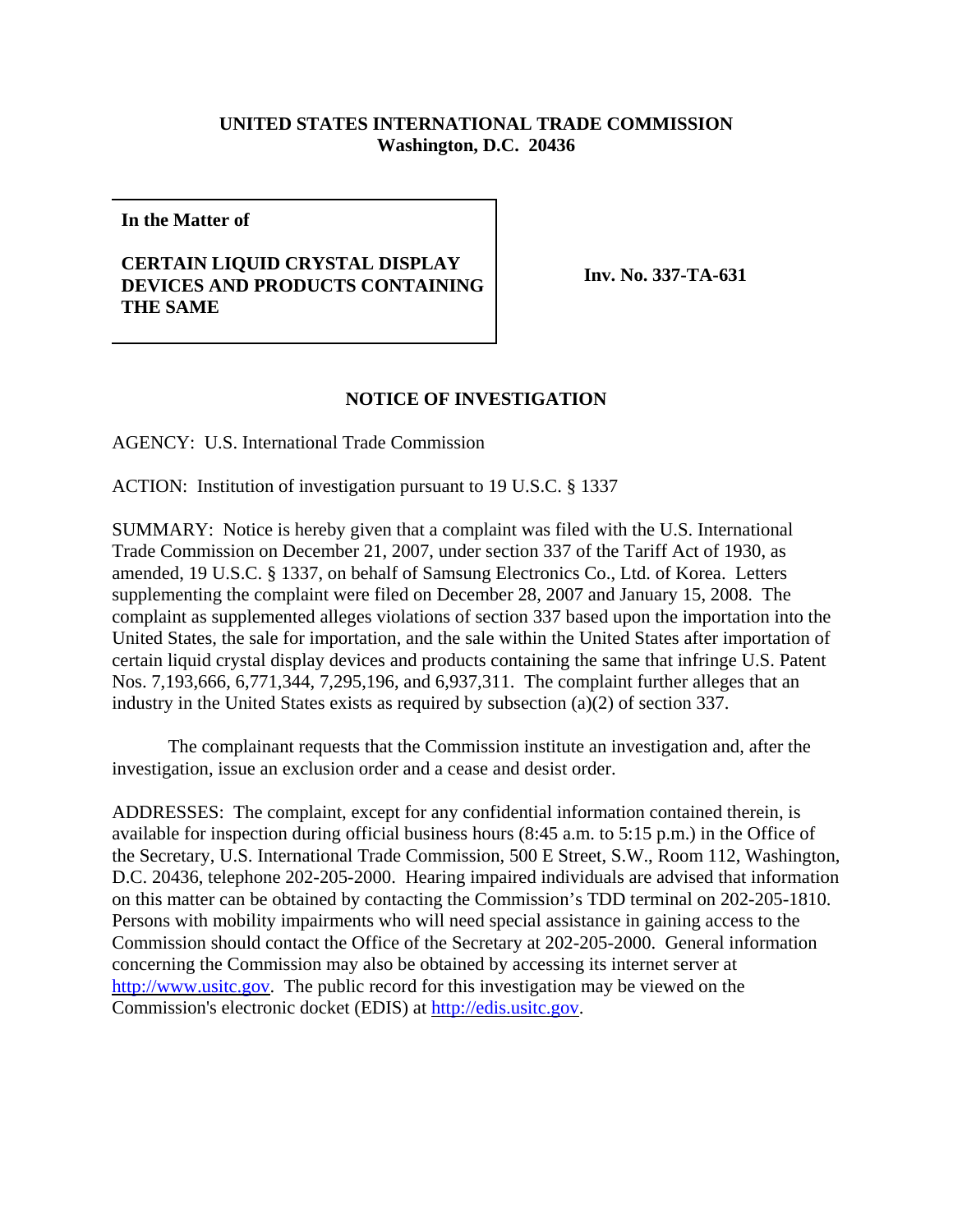**UNITED STATES INTERNATIONAL TRADE COMMISSION**
**Washington, D.C. 20436**

| **In the Matter of** <br><br> **CERTAIN LIQUID CRYSTAL DISPLAY DEVICES AND PRODUCTS CONTAINING THE SAME** | **Inv. No. 337-TA-631** |
|---|---|

## NOTICE OF INVESTIGATION

AGENCY: U.S. International Trade Commission

ACTION: Institution of investigation pursuant to 19 U.S.C. § 1337

SUMMARY: Notice is hereby given that a complaint was filed with the U.S. International Trade Commission on December 21, 2007, under section 337 of the Tariff Act of 1930, as amended, 19 U.S.C. § 1337, on behalf of Samsung Electronics Co., Ltd. of Korea. Letters supplementing the complaint were filed on December 28, 2007 and January 15, 2008. The complaint as supplemented alleges violations of section 337 based upon the importation into the United States, the sale for importation, and the sale within the United States after importation of certain liquid crystal display devices and products containing the same that infringe U.S. Patent Nos. 7,193,666, 6,771,344, 7,295,196, and 6,937,311. The complaint further alleges that an industry in the United States exists as required by subsection (a)(2) of section 337.

The complainant requests that the Commission institute an investigation and, after the investigation, issue an exclusion order and a cease and desist order.

ADDRESSES: The complaint, except for any confidential information contained therein, is available for inspection during official business hours (8:45 a.m. to 5:15 p.m.) in the Office of the Secretary, U.S. International Trade Commission, 500 E Street, S.W., Room 112, Washington, D.C. 20436, telephone 202-205-2000. Hearing impaired individuals are advised that information on this matter can be obtained by contacting the Commission's TDD terminal on 202-205-1810. Persons with mobility impairments who will need special assistance in gaining access to the Commission should contact the Office of the Secretary at 202-205-2000. General information concerning the Commission may also be obtained by accessing its internet server at http://www.usitc.gov. The public record for this investigation may be viewed on the Commission's electronic docket (EDIS) at http://edis.usitc.gov.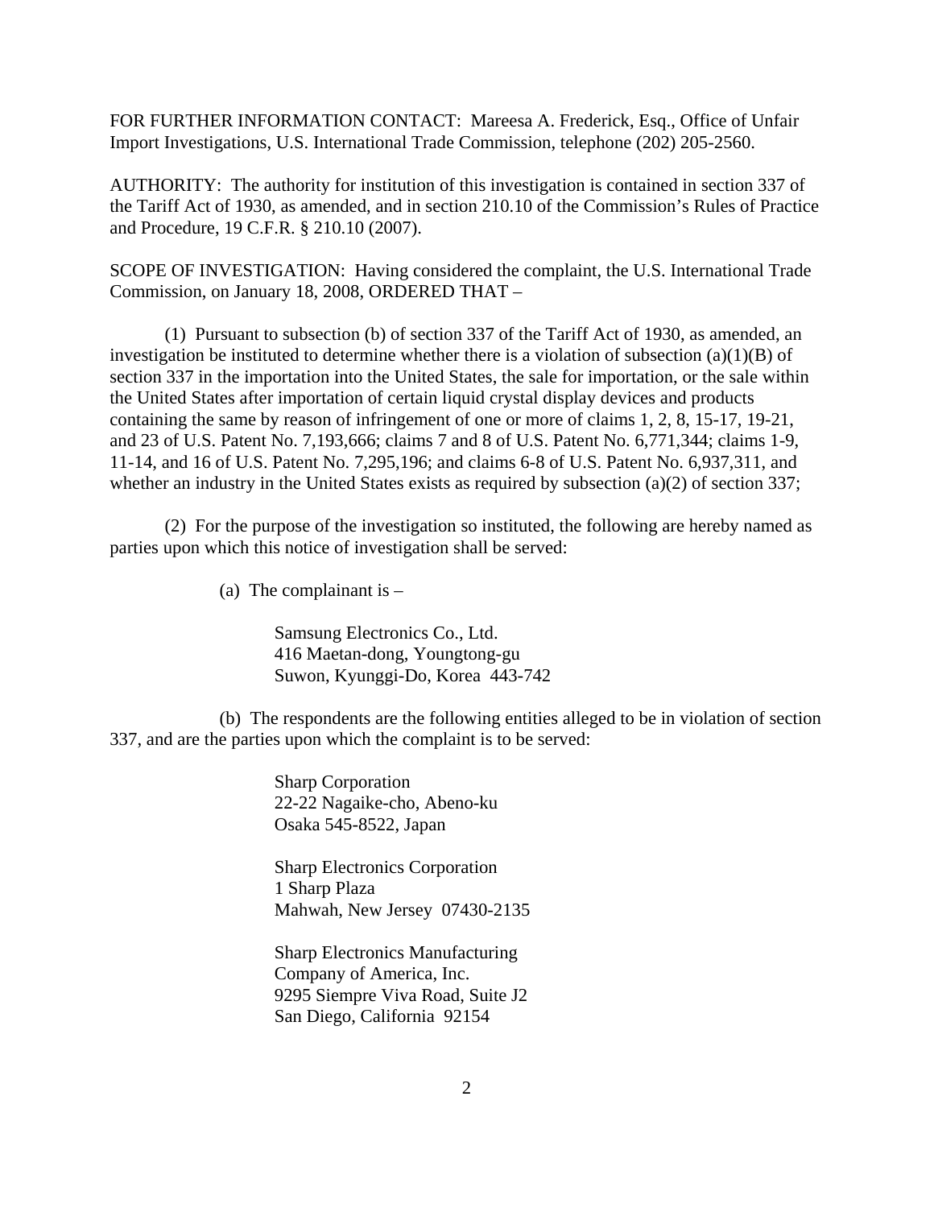FOR FURTHER INFORMATION CONTACT: Mareesa A. Frederick, Esq., Office of Unfair Import Investigations, U.S. International Trade Commission, telephone (202) 205-2560.

AUTHORITY: The authority for institution of this investigation is contained in section 337 of the Tariff Act of 1930, as amended, and in section 210.10 of the Commission's Rules of Practice and Procedure, 19 C.F.R. § 210.10 (2007).

SCOPE OF INVESTIGATION: Having considered the complaint, the U.S. International Trade Commission, on January 18, 2008, ORDERED THAT –

(1) Pursuant to subsection (b) of section 337 of the Tariff Act of 1930, as amended, an investigation be instituted to determine whether there is a violation of subsection (a)(1)(B) of section 337 in the importation into the United States, the sale for importation, or the sale within the United States after importation of certain liquid crystal display devices and products containing the same by reason of infringement of one or more of claims 1, 2, 8, 15-17, 19-21, and 23 of U.S. Patent No. 7,193,666; claims 7 and 8 of U.S. Patent No. 6,771,344; claims 1-9, 11-14, and 16 of U.S. Patent No. 7,295,196; and claims 6-8 of U.S. Patent No. 6,937,311, and whether an industry in the United States exists as required by subsection (a)(2) of section 337;

(2) For the purpose of the investigation so instituted, the following are hereby named as parties upon which this notice of investigation shall be served:

(a) The complainant is –

Samsung Electronics Co., Ltd.
416 Maetan-dong, Youngtong-gu
Suwon, Kyunggi-Do, Korea 443-742

(b) The respondents are the following entities alleged to be in violation of section 337, and are the parties upon which the complaint is to be served:

Sharp Corporation
22-22 Nagaike-cho, Abeno-ku
Osaka 545-8522, Japan

Sharp Electronics Corporation
1 Sharp Plaza
Mahwah, New Jersey 07430-2135

Sharp Electronics Manufacturing
Company of America, Inc.
9295 Siempre Viva Road, Suite J2
San Diego, California 92154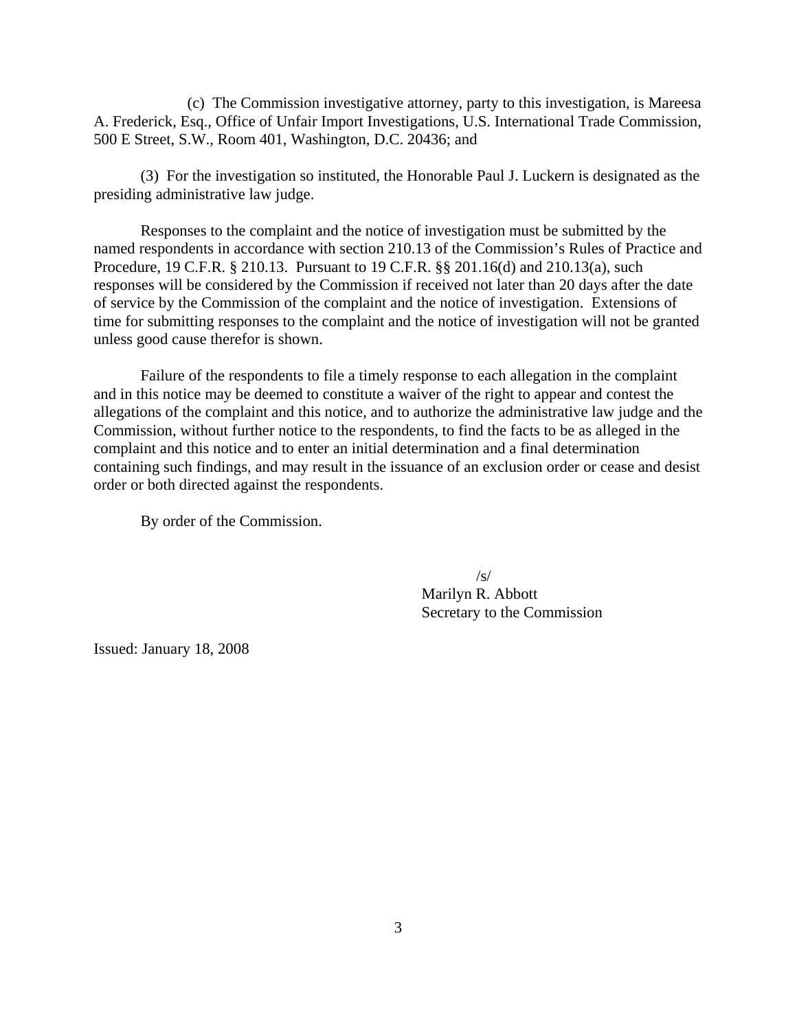(c) The Commission investigative attorney, party to this investigation, is Mareesa A. Frederick, Esq., Office of Unfair Import Investigations, U.S. International Trade Commission, 500 E Street, S.W., Room 401, Washington, D.C. 20436; and

(3) For the investigation so instituted, the Honorable Paul J. Luckern is designated as the presiding administrative law judge.

Responses to the complaint and the notice of investigation must be submitted by the named respondents in accordance with section 210.13 of the Commission's Rules of Practice and Procedure, 19 C.F.R. § 210.13. Pursuant to 19 C.F.R. §§ 201.16(d) and 210.13(a), such responses will be considered by the Commission if received not later than 20 days after the date of service by the Commission of the complaint and the notice of investigation. Extensions of time for submitting responses to the complaint and the notice of investigation will not be granted unless good cause therefor is shown.

Failure of the respondents to file a timely response to each allegation in the complaint and in this notice may be deemed to constitute a waiver of the right to appear and contest the allegations of the complaint and this notice, and to authorize the administrative law judge and the Commission, without further notice to the respondents, to find the facts to be as alleged in the complaint and this notice and to enter an initial determination and a final determination containing such findings, and may result in the issuance of an exclusion order or cease and desist order or both directed against the respondents.

By order of the Commission.

/s/
Marilyn R. Abbott
Secretary to the Commission

Issued: January 18, 2008